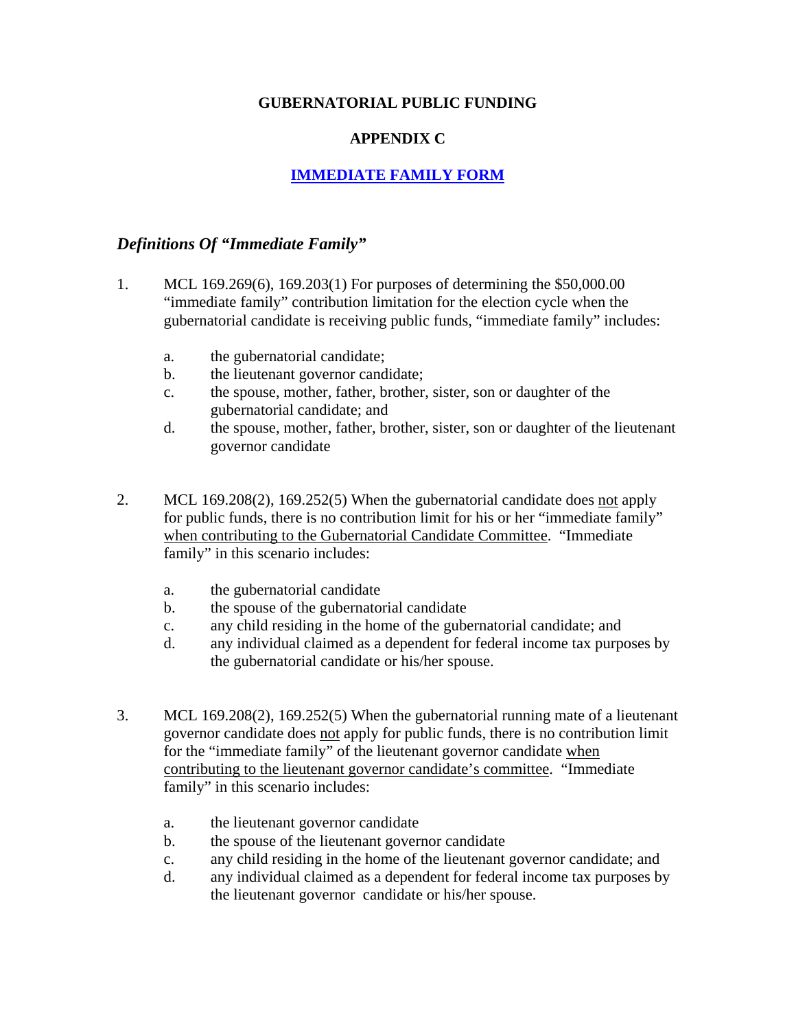**GUBERNATORIAL PUBLIC FUNDING**

**APPENDIX C**

**IMMEDIATE FAMILY FORM**

## *Definitions Of "Immediate Family"*

1. MCL 169.269(6), 169.203(1) For purposes of determining the $50,000.00 "immediate family" contribution limitation for the election cycle when the gubernatorial candidate is receiving public funds, "immediate family" includes:

    a. the gubernatorial candidate;
    b. the lieutenant governor candidate;
    c. the spouse, mother, father, brother, sister, son or daughter of the gubernatorial candidate; and
    d. the spouse, mother, father, brother, sister, son or daughter of the lieutenant governor candidate

2. MCL 169.208(2), 169.252(5) When the gubernatorial candidate does not apply for public funds, there is no contribution limit for his or her "immediate family" when contributing to the Gubernatorial Candidate Committee. "Immediate family" in this scenario includes:

    a. the gubernatorial candidate
    b. the spouse of the gubernatorial candidate
    c. any child residing in the home of the gubernatorial candidate; and
    d. any individual claimed as a dependent for federal income tax purposes by the gubernatorial candidate or his/her spouse.

3. MCL 169.208(2), 169.252(5) When the gubernatorial running mate of a lieutenant governor candidate does not apply for public funds, there is no contribution limit for the "immediate family" of the lieutenant governor candidate when contributing to the lieutenant governor candidate's committee. "Immediate family" in this scenario includes:

    a. the lieutenant governor candidate
    b. the spouse of the lieutenant governor candidate
    c. any child residing in the home of the lieutenant governor candidate; and
    d. any individual claimed as a dependent for federal income tax purposes by the lieutenant governor candidate or his/her spouse.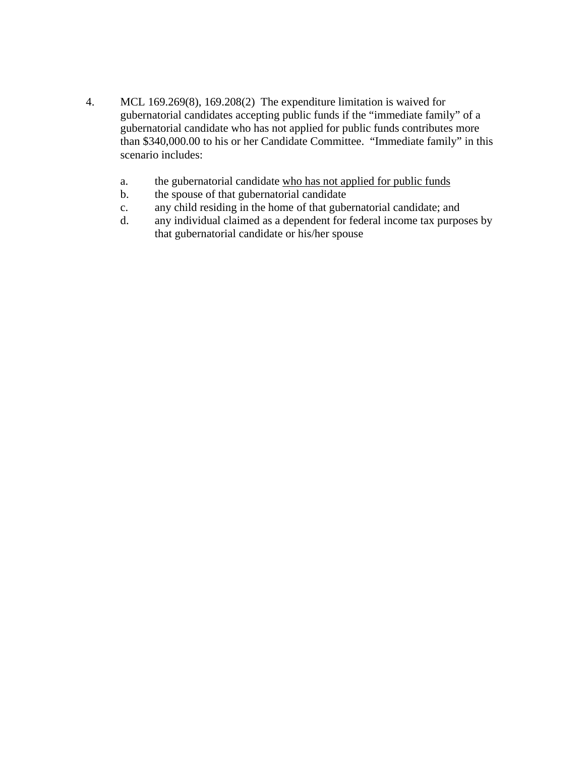4. MCL 169.269(8), 169.208(2) The expenditure limitation is waived for gubernatorial candidates accepting public funds if the “immediate family” of a gubernatorial candidate who has not applied for public funds contributes more than $340,000.00 to his or her Candidate Committee. “Immediate family” in this scenario includes:

   a. the gubernatorial candidate <u>who has not applied for public funds</u>
   b. the spouse of that gubernatorial candidate
   c. any child residing in the home of that gubernatorial candidate; and
   d. any individual claimed as a dependent for federal income tax purposes by that gubernatorial candidate or his/her spouse